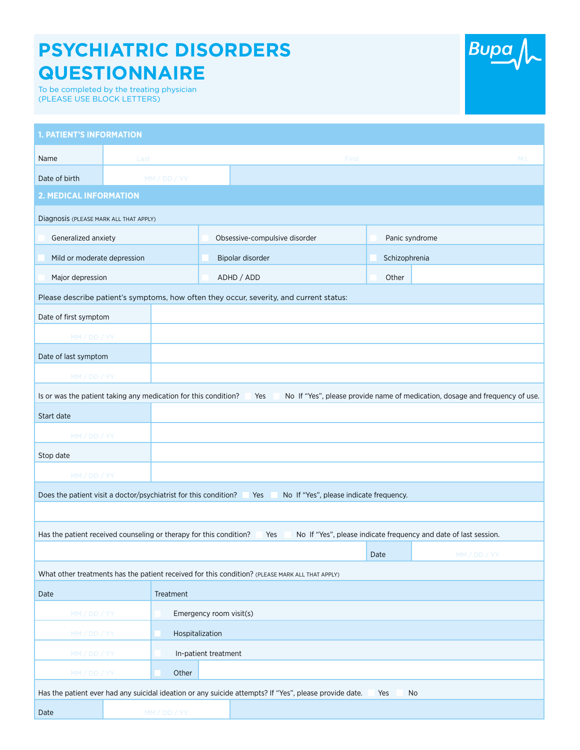# PSYCHIATRIC DISORDERS QUESTIONNAIRE

To be completed by the treating physician
(PLEASE USE BLOCK LETTERS)

Bupa

## 1. PATIENT'S INFORMATION

| | | | |
|---|---|---|---|
| Name | Last | First | M.I. |
| Date of birth | MM / DD / YY | | |

## 2. MEDICAL INFORMATION

Diagnosis (PLEASE MARK ALL THAT APPLY)

| | | |
|---|---|---|
| ☐ Generalized anxiety | ☐ Obsessive-compulsive disorder | ☐ Panic syndrome |
| ☐ Mild or moderate depression | ☐ Bipolar disorder | ☐ Schizophrenia |
| ☐ Major depression | ☐ ADHD / ADD | ☐ Other |

Please describe patient's symptoms, how often they occur, severity, and current status:

| | |
|---|---|
| Date of first symptom | |
| MM / DD / YY | |
| Date of last symptom | |
| MM / DD / YY | |

Is or was the patient taking any medication for this condition? ☐ Yes ☐ No If "Yes", please provide name of medication, dosage and frequency of use.

| | |
|---|---|
| Start date | |
| MM / DD / YY | |
| Stop date | |
| MM / DD / YY | |

Does the patient visit a doctor/psychiatrist for this condition? ☐ Yes ☐ No If "Yes", please indicate frequency.

Has the patient received counseling or therapy for this condition? ☐ Yes ☐ No If "Yes", please indicate frequency and date of last session.

| | | |
|---|---|---|
| | Date | MM / DD / YY |

What other treatments has the patient received for this condition? (PLEASE MARK ALL THAT APPLY)

| Date | Treatment |
|---|---|
| MM / DD / YY | ☐ Emergency room visit(s) |
| MM / DD / YY | ☐ Hospitalization |
| MM / DD / YY | ☐ In-patient treatment |
| MM / DD / YY | ☐ Other |

Has the patient ever had any suicidal ideation or any suicide attempts? If "Yes", please provide date. ☐ Yes ☐ No

| | |
|---|---|
| Date | MM / DD / YY |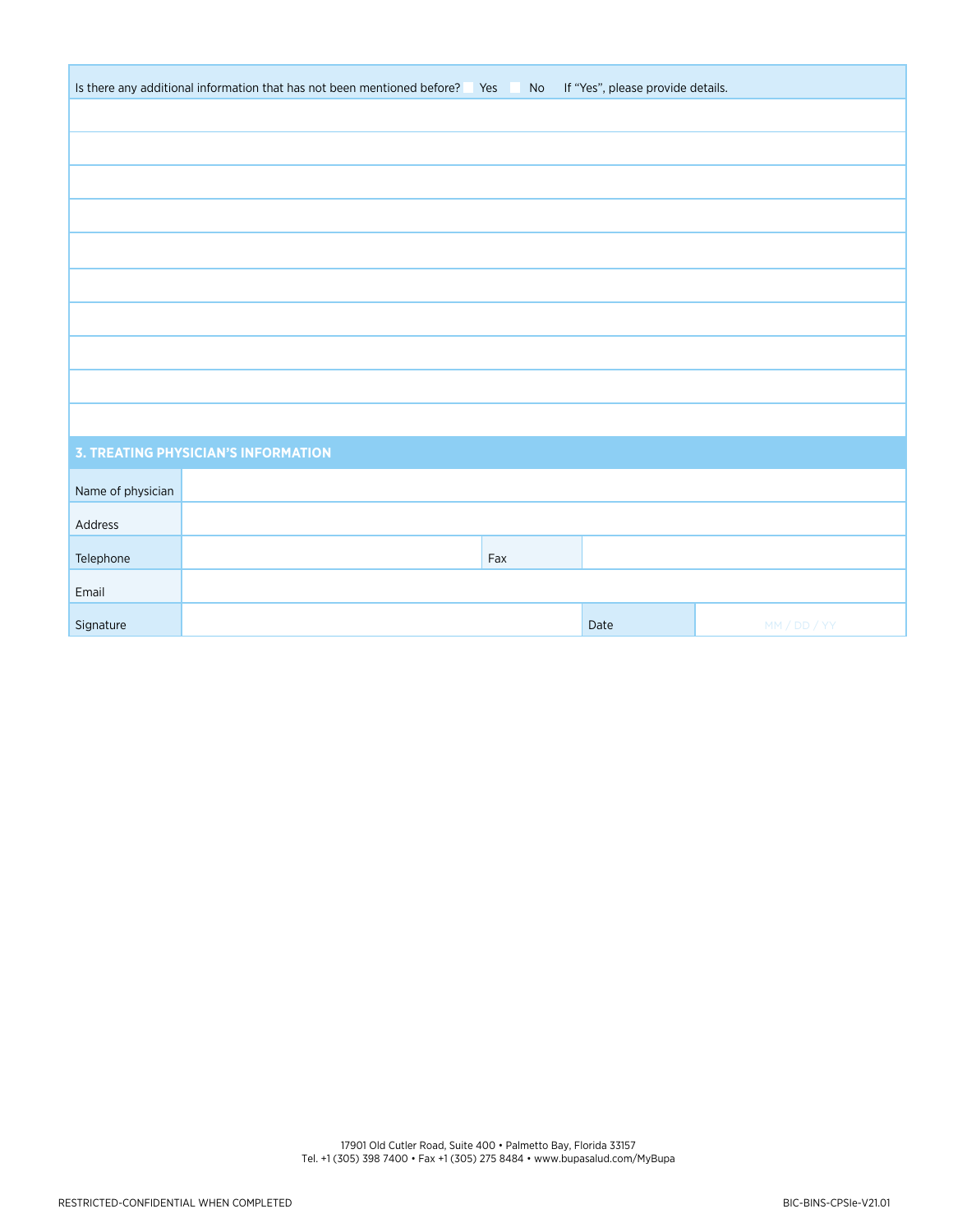Is there any additional information that has not been mentioned before? ☐ Yes ☐ No If "Yes", please provide details.

| |
|---|
| |
| |
| |
| |
| |
| |
| |
| |
| |
| |

## 3. TREATING PHYSICIAN'S INFORMATION

| | | | |
|---|---|---|---|
| Name of physician | | | |
| Address | | | |
| Telephone | | Fax | |
| Email | | | |
| Signature | | Date | MM / DD / YY |

17901 Old Cutler Road, Suite 400 • Palmetto Bay, Florida 33157
Tel. +1 (305) 398 7400 • Fax +1 (305) 275 8484 • www.bupasalud.com/MyBupa

RESTRICTED-CONFIDENTIAL WHEN COMPLETED

BIC-BINS-CPSIe-V21.01